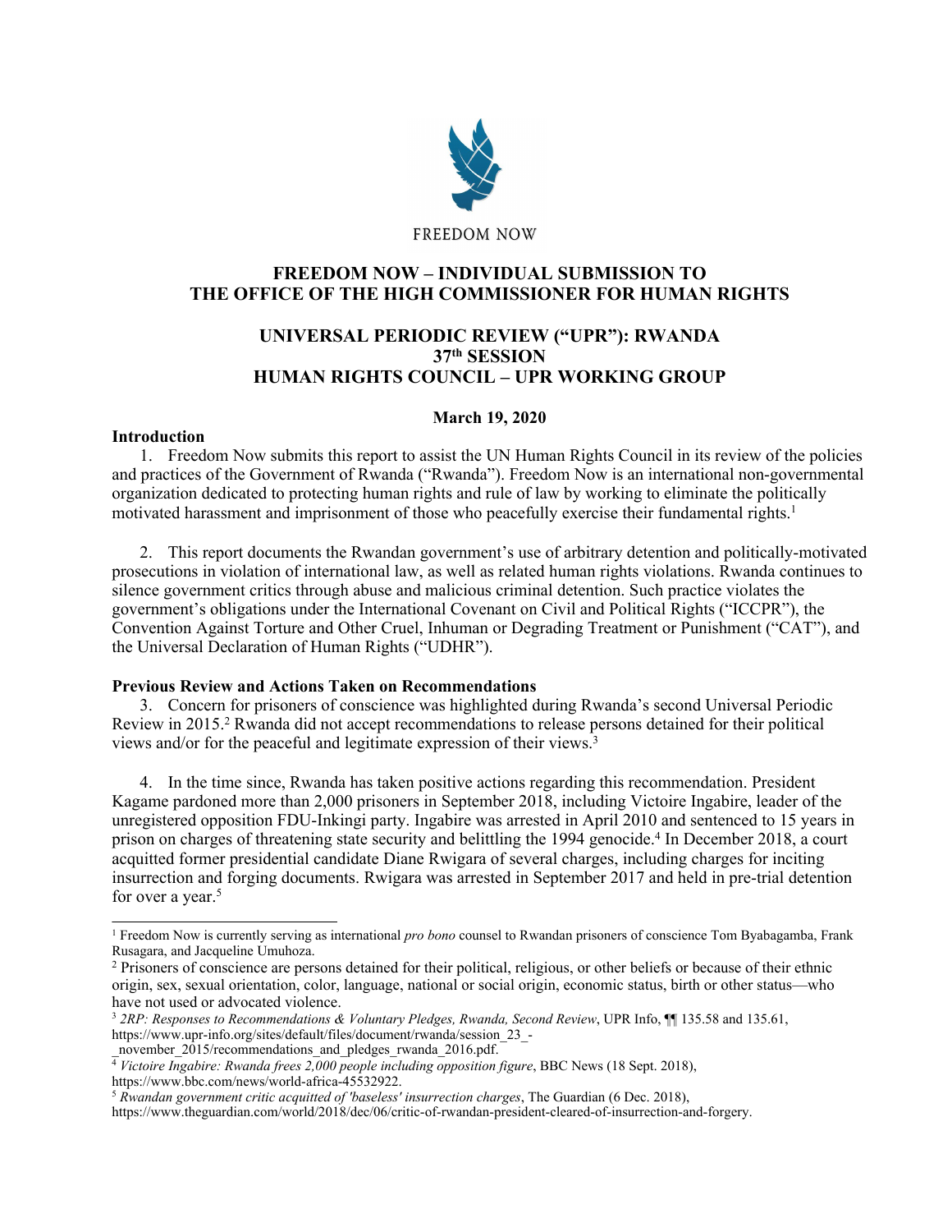FREEDOM NOW

# FREEDOM NOW – INDIVIDUAL SUBMISSION TO THE OFFICE OF THE HIGH COMMISSIONER FOR HUMAN RIGHTS

## UNIVERSAL PERIODIC REVIEW ("UPR"): RWANDA 37th SESSION HUMAN RIGHTS COUNCIL – UPR WORKING GROUP

**March 19, 2020**

### Introduction

1. Freedom Now submits this report to assist the UN Human Rights Council in its review of the policies and practices of the Government of Rwanda ("Rwanda"). Freedom Now is an international non-governmental organization dedicated to protecting human rights and rule of law by working to eliminate the politically motivated harassment and imprisonment of those who peacefully exercise their fundamental rights.[1]

2. This report documents the Rwandan government's use of arbitrary detention and politically-motivated prosecutions in violation of international law, as well as related human rights violations. Rwanda continues to silence government critics through abuse and malicious criminal detention. Such practice violates the government's obligations under the International Covenant on Civil and Political Rights ("ICCPR"), the Convention Against Torture and Other Cruel, Inhuman or Degrading Treatment or Punishment ("CAT"), and the Universal Declaration of Human Rights ("UDHR").

### Previous Review and Actions Taken on Recommendations

3. Concern for prisoners of conscience was highlighted during Rwanda's second Universal Periodic Review in 2015.[2] Rwanda did not accept recommendations to release persons detained for their political views and/or for the peaceful and legitimate expression of their views.[3]

4. In the time since, Rwanda has taken positive actions regarding this recommendation. President Kagame pardoned more than 2,000 prisoners in September 2018, including Victoire Ingabire, leader of the unregistered opposition FDU-Inkingi party. Ingabire was arrested in April 2010 and sentenced to 15 years in prison on charges of threatening state security and belittling the 1994 genocide.[4] In December 2018, a court acquitted former presidential candidate Diane Rwigara of several charges, including charges for inciting insurrection and forging documents. Rwigara was arrested in September 2017 and held in pre-trial detention for over a year.[5]

---

[1] Freedom Now is currently serving as international *pro bono* counsel to Rwandan prisoners of conscience Tom Byabagamba, Frank Rusagara, and Jacqueline Umuhoza.

[2] Prisoners of conscience are persons detained for their political, religious, or other beliefs or because of their ethnic origin, sex, sexual orientation, color, language, national or social origin, economic status, birth or other status—who have not used or advocated violence.

[3] *2RP: Responses to Recommendations & Voluntary Pledges, Rwanda, Second Review*, UPR Info, ¶¶ 135.58 and 135.61, https://www.upr-info.org/sites/default/files/document/rwanda/session_23_-_november_2015/recommendations_and_pledges_rwanda_2016.pdf.

[4] *Victoire Ingabire: Rwanda frees 2,000 people including opposition figure*, BBC News (18 Sept. 2018), https://www.bbc.com/news/world-africa-45532922.

[5] *Rwandan government critic acquitted of 'baseless' insurrection charges*, The Guardian (6 Dec. 2018), https://www.theguardian.com/world/2018/dec/06/critic-of-rwandan-president-cleared-of-insurrection-and-forgery.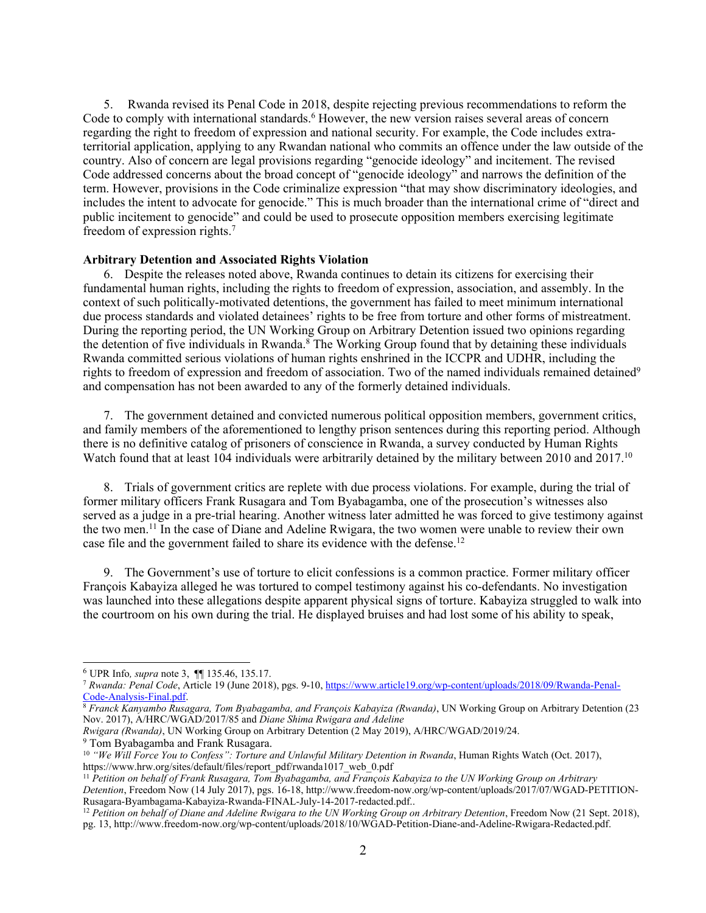5. Rwanda revised its Penal Code in 2018, despite rejecting previous recommendations to reform the Code to comply with international standards.[6] However, the new version raises several areas of concern regarding the right to freedom of expression and national security. For example, the Code includes extra-territorial application, applying to any Rwandan national who commits an offence under the law outside of the country. Also of concern are legal provisions regarding "genocide ideology" and incitement. The revised Code addressed concerns about the broad concept of "genocide ideology" and narrows the definition of the term. However, provisions in the Code criminalize expression "that may show discriminatory ideologies, and includes the intent to advocate for genocide." This is much broader than the international crime of "direct and public incitement to genocide" and could be used to prosecute opposition members exercising legitimate freedom of expression rights.[7]

**Arbitrary Detention and Associated Rights Violation**

6. Despite the releases noted above, Rwanda continues to detain its citizens for exercising their fundamental human rights, including the rights to freedom of expression, association, and assembly. In the context of such politically-motivated detentions, the government has failed to meet minimum international due process standards and violated detainees' rights to be free from torture and other forms of mistreatment. During the reporting period, the UN Working Group on Arbitrary Detention issued two opinions regarding the detention of five individuals in Rwanda.[8] The Working Group found that by detaining these individuals Rwanda committed serious violations of human rights enshrined in the ICCPR and UDHR, including the rights to freedom of expression and freedom of association. Two of the named individuals remained detained[9] and compensation has not been awarded to any of the formerly detained individuals.

7. The government detained and convicted numerous political opposition members, government critics, and family members of the aforementioned to lengthy prison sentences during this reporting period. Although there is no definitive catalog of prisoners of conscience in Rwanda, a survey conducted by Human Rights Watch found that at least 104 individuals were arbitrarily detained by the military between 2010 and 2017.[10]

8. Trials of government critics are replete with due process violations. For example, during the trial of former military officers Frank Rusagara and Tom Byabagamba, one of the prosecution's witnesses also served as a judge in a pre-trial hearing. Another witness later admitted he was forced to give testimony against the two men.[11] In the case of Diane and Adeline Rwigara, the two women were unable to review their own case file and the government failed to share its evidence with the defense.[12]

9. The Government's use of torture to elicit confessions is a common practice. Former military officer François Kabayiza alleged he was tortured to compel testimony against his co-defendants. No investigation was launched into these allegations despite apparent physical signs of torture. Kabayiza struggled to walk into the courtroom on his own during the trial. He displayed bruises and had lost some of his ability to speak,

---

[6] UPR Info, *supra* note 3, ¶¶ 135.46, 135.17.

[7] *Rwanda: Penal Code*, Article 19 (June 2018), pgs. 9-10, https://www.article19.org/wp-content/uploads/2018/09/Rwanda-Penal-Code-Analysis-Final.pdf.

[8] *Franck Kanyambo Rusagara, Tom Byabagamba, and François Kabayiza (Rwanda)*, UN Working Group on Arbitrary Detention (23 Nov. 2017), A/HRC/WGAD/2017/85 and *Diane Shima Rwigara and Adeline Rwigara (Rwanda)*, UN Working Group on Arbitrary Detention (2 May 2019), A/HRC/WGAD/2019/24.

[9] Tom Byabagamba and Frank Rusagara.

[10] *"We Will Force You to Confess": Torture and Unlawful Military Detention in Rwanda*, Human Rights Watch (Oct. 2017), https://www.hrw.org/sites/default/files/report_pdf/rwanda1017_web_0.pdf

[11] *Petition on behalf of Frank Rusagara, Tom Byabagamba, and François Kabayiza to the UN Working Group on Arbitrary Detention*, Freedom Now (14 July 2017), pgs. 16-18, http://www.freedom-now.org/wp-content/uploads/2017/07/WGAD-PETITION-Rusagara-Byambagama-Kabayiza-Rwanda-FINAL-July-14-2017-redacted.pdf..

[12] *Petition on behalf of Diane and Adeline Rwigara to the UN Working Group on Arbitrary Detention*, Freedom Now (21 Sept. 2018), pg. 13, http://www.freedom-now.org/wp-content/uploads/2018/10/WGAD-Petition-Diane-and-Adeline-Rwigara-Redacted.pdf.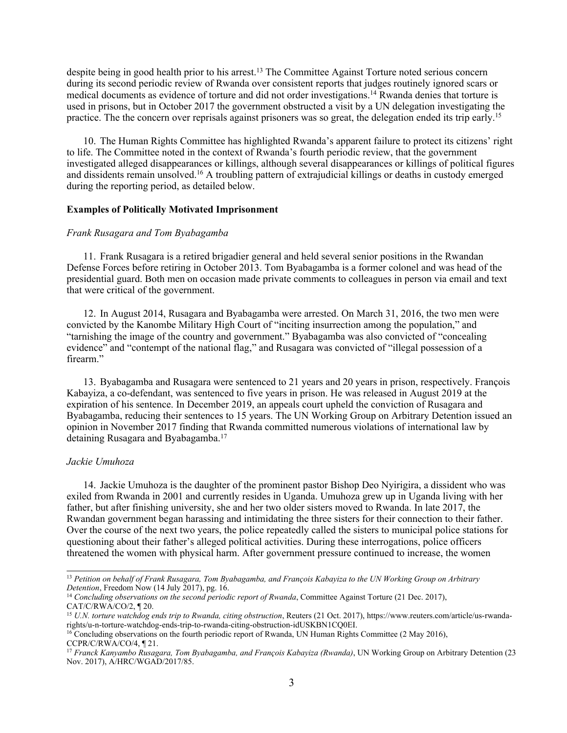despite being in good health prior to his arrest.[13] The Committee Against Torture noted serious concern during its second periodic review of Rwanda over consistent reports that judges routinely ignored scars or medical documents as evidence of torture and did not order investigations.[14] Rwanda denies that torture is used in prisons, but in October 2017 the government obstructed a visit by a UN delegation investigating the practice. The the concern over reprisals against prisoners was so great, the delegation ended its trip early.[15]

10. The Human Rights Committee has highlighted Rwanda's apparent failure to protect its citizens' right to life. The Committee noted in the context of Rwanda's fourth periodic review, that the government investigated alleged disappearances or killings, although several disappearances or killings of political figures and dissidents remain unsolved.[16] A troubling pattern of extrajudicial killings or deaths in custody emerged during the reporting period, as detailed below.

**Examples of Politically Motivated Imprisonment**

*Frank Rusagara and Tom Byabagamba*

11. Frank Rusagara is a retired brigadier general and held several senior positions in the Rwandan Defense Forces before retiring in October 2013. Tom Byabagamba is a former colonel and was head of the presidential guard. Both men on occasion made private comments to colleagues in person via email and text that were critical of the government.

12. In August 2014, Rusagara and Byabagamba were arrested. On March 31, 2016, the two men were convicted by the Kanombe Military High Court of "inciting insurrection among the population," and "tarnishing the image of the country and government." Byabagamba was also convicted of "concealing evidence" and "contempt of the national flag," and Rusagara was convicted of "illegal possession of a firearm."

13. Byabagamba and Rusagara were sentenced to 21 years and 20 years in prison, respectively. François Kabayiza, a co-defendant, was sentenced to five years in prison. He was released in August 2019 at the expiration of his sentence. In December 2019, an appeals court upheld the conviction of Rusagara and Byabagamba, reducing their sentences to 15 years. The UN Working Group on Arbitrary Detention issued an opinion in November 2017 finding that Rwanda committed numerous violations of international law by detaining Rusagara and Byabagamba.[17]

*Jackie Umuhoza*

14. Jackie Umuhoza is the daughter of the prominent pastor Bishop Deo Nyirigira, a dissident who was exiled from Rwanda in 2001 and currently resides in Uganda. Umuhoza grew up in Uganda living with her father, but after finishing university, she and her two older sisters moved to Rwanda. In late 2017, the Rwandan government began harassing and intimidating the three sisters for their connection to their father. Over the course of the next two years, the police repeatedly called the sisters to municipal police stations for questioning about their father's alleged political activities. During these interrogations, police officers threatened the women with physical harm. After government pressure continued to increase, the women

---

[13] *Petition on behalf of Frank Rusagara, Tom Byabagamba, and François Kabayiza to the UN Working Group on Arbitrary Detention*, Freedom Now (14 July 2017), pg. 16.

[14] *Concluding observations on the second periodic report of Rwanda*, Committee Against Torture (21 Dec. 2017), CAT/C/RWA/CO/2, ¶ 20.

[15] *U.N. torture watchdog ends trip to Rwanda, citing obstruction*, Reuters (21 Oct. 2017), https://www.reuters.com/article/us-rwanda-rights/u-n-torture-watchdog-ends-trip-to-rwanda-citing-obstruction-idUSKBN1CQ0EI.

[16] Concluding observations on the fourth periodic report of Rwanda, UN Human Rights Committee (2 May 2016), CCPR/C/RWA/CO/4, ¶ 21.

[17] *Franck Kanyambo Rusagara, Tom Byabagamba, and François Kabayiza (Rwanda)*, UN Working Group on Arbitrary Detention (23 Nov. 2017), A/HRC/WGAD/2017/85.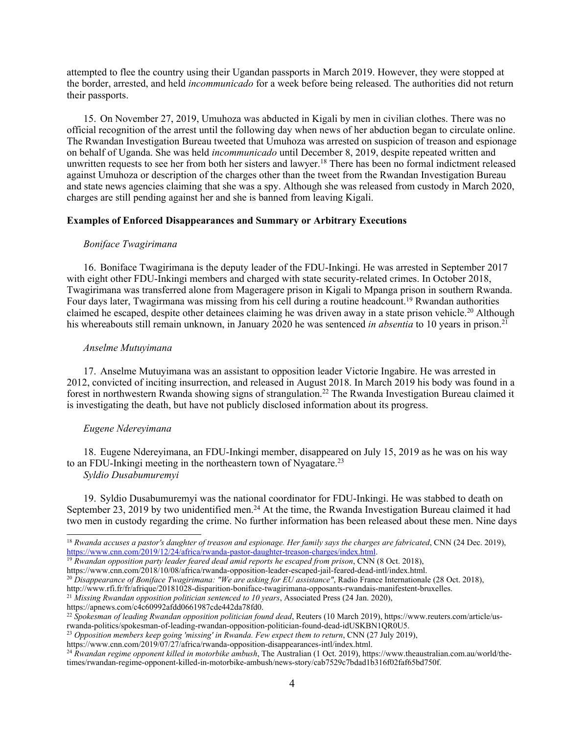attempted to flee the country using their Ugandan passports in March 2019. However, they were stopped at the border, arrested, and held *incommunicado* for a week before being released. The authorities did not return their passports.

15. On November 27, 2019, Umuhoza was abducted in Kigali by men in civilian clothes. There was no official recognition of the arrest until the following day when news of her abduction began to circulate online. The Rwandan Investigation Bureau tweeted that Umuhoza was arrested on suspicion of treason and espionage on behalf of Uganda. She was held *incommunicado* until December 8, 2019, despite repeated written and unwritten requests to see her from both her sisters and lawyer.[18] There has been no formal indictment released against Umuhoza or description of the charges other than the tweet from the Rwandan Investigation Bureau and state news agencies claiming that she was a spy. Although she was released from custody in March 2020, charges are still pending against her and she is banned from leaving Kigali.

**Examples of Enforced Disappearances and Summary or Arbitrary Executions**

*Boniface Twagirimana*

16. Boniface Twagirimana is the deputy leader of the FDU-Inkingi. He was arrested in September 2017 with eight other FDU-Inkingi members and charged with state security-related crimes. In October 2018, Twagirimana was transferred alone from Mageragere prison in Kigali to Mpanga prison in southern Rwanda. Four days later, Twagirmana was missing from his cell during a routine headcount.[19] Rwandan authorities claimed he escaped, despite other detainees claiming he was driven away in a state prison vehicle.[20] Although his whereabouts still remain unknown, in January 2020 he was sentenced *in absentia* to 10 years in prison.[21]

*Anselme Mutuyimana*

17. Anselme Mutuyimana was an assistant to opposition leader Victorie Ingabire. He was arrested in 2012, convicted of inciting insurrection, and released in August 2018. In March 2019 his body was found in a forest in northwestern Rwanda showing signs of strangulation.[22] The Rwanda Investigation Bureau claimed it is investigating the death, but have not publicly disclosed information about its progress.

*Eugene Ndereyimana*

18. Eugene Ndereyimana, an FDU-Inkingi member, disappeared on July 15, 2019 as he was on his way to an FDU-Inkingi meeting in the northeastern town of Nyagatare.[23]

*Syldio Dusabumuremyi*

19. Syldio Dusabumuremyi was the national coordinator for FDU-Inkingi. He was stabbed to death on September 23, 2019 by two unidentified men.[24] At the time, the Rwanda Investigation Bureau claimed it had two men in custody regarding the crime. No further information has been released about these men. Nine days

---

[18] *Rwanda accuses a pastor's daughter of treason and espionage. Her family says the charges are fabricated*, CNN (24 Dec. 2019), https://www.cnn.com/2019/12/24/africa/rwanda-pastor-daughter-treason-charges/index.html.

[19] *Rwandan opposition party leader feared dead amid reports he escaped from prison*, CNN (8 Oct. 2018), https://www.cnn.com/2018/10/08/africa/rwanda-opposition-leader-escaped-jail-feared-dead-intl/index.html.

[20] *Disappearance of Boniface Twagirimana: "We are asking for EU assistance"*, Radio France Internationale (28 Oct. 2018), http://www.rfi.fr/fr/afrique/20181028-disparition-boniface-twagirimana-opposants-rwandais-manifestent-bruxelles.

[21] *Missing Rwandan opposition politician sentenced to 10 years*, Associated Press (24 Jan. 2020), https://apnews.com/c4c60992afdd0661987cde442da78fd0.

[22] *Spokesman of leading Rwandan opposition politician found dead*, Reuters (10 March 2019), https://www.reuters.com/article/us-rwanda-politics/spokesman-of-leading-rwandan-opposition-politician-found-dead-idUSKBN1QR0U5.

[23] *Opposition members keep going 'missing' in Rwanda. Few expect them to return*, CNN (27 July 2019), https://www.cnn.com/2019/07/27/africa/rwanda-opposition-disappearances-intl/index.html.

[24] *Rwandan regime opponent killed in motorbike ambush*, The Australian (1 Oct. 2019), https://www.theaustralian.com.au/world/the-times/rwandan-regime-opponent-killed-in-motorbike-ambush/news-story/cab7529c7bdad1b316f02faf65bd750f.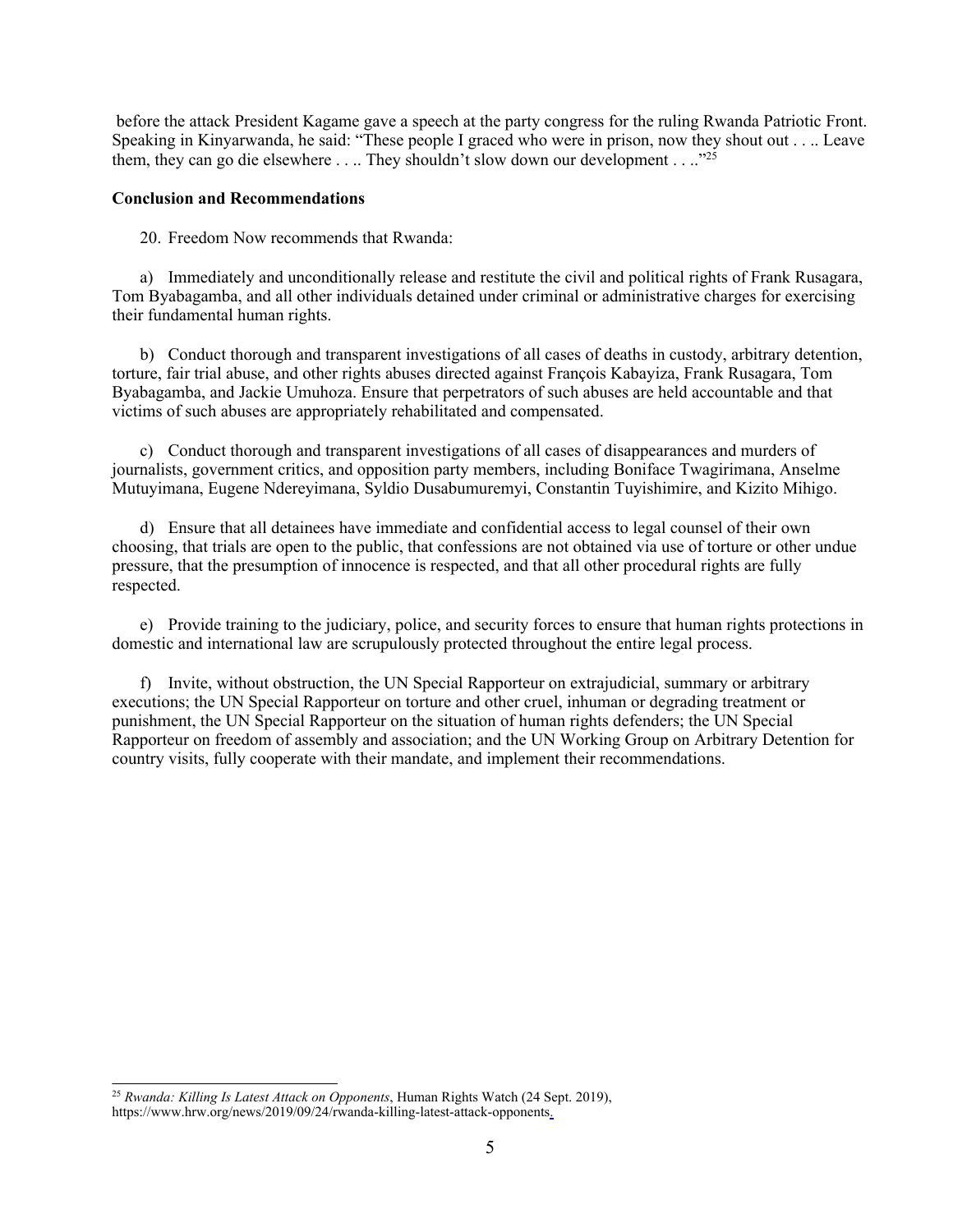before the attack President Kagame gave a speech at the party congress for the ruling Rwanda Patriotic Front. Speaking in Kinyarwanda, he said: "These people I graced who were in prison, now they shout out . . .. Leave them, they can go die elsewhere . . .. They shouldn't slow down our development . . .."[25]

**Conclusion and Recommendations**

20. Freedom Now recommends that Rwanda:

a) Immediately and unconditionally release and restitute the civil and political rights of Frank Rusagara, Tom Byabagamba, and all other individuals detained under criminal or administrative charges for exercising their fundamental human rights.

b) Conduct thorough and transparent investigations of all cases of deaths in custody, arbitrary detention, torture, fair trial abuse, and other rights abuses directed against François Kabayiza, Frank Rusagara, Tom Byabagamba, and Jackie Umuhoza. Ensure that perpetrators of such abuses are held accountable and that victims of such abuses are appropriately rehabilitated and compensated.

c) Conduct thorough and transparent investigations of all cases of disappearances and murders of journalists, government critics, and opposition party members, including Boniface Twagirimana, Anselme Mutuyimana, Eugene Ndereyimana, Syldio Dusabumuremyi, Constantin Tuyishimire, and Kizito Mihigo.

d) Ensure that all detainees have immediate and confidential access to legal counsel of their own choosing, that trials are open to the public, that confessions are not obtained via use of torture or other undue pressure, that the presumption of innocence is respected, and that all other procedural rights are fully respected.

e) Provide training to the judiciary, police, and security forces to ensure that human rights protections in domestic and international law are scrupulously protected throughout the entire legal process.

f) Invite, without obstruction, the UN Special Rapporteur on extrajudicial, summary or arbitrary executions; the UN Special Rapporteur on torture and other cruel, inhuman or degrading treatment or punishment, the UN Special Rapporteur on the situation of human rights defenders; the UN Special Rapporteur on freedom of assembly and association; and the UN Working Group on Arbitrary Detention for country visits, fully cooperate with their mandate, and implement their recommendations.

---

[25] *Rwanda: Killing Is Latest Attack on Opponents*, Human Rights Watch (24 Sept. 2019), https://www.hrw.org/news/2019/09/24/rwanda-killing-latest-attack-opponents.